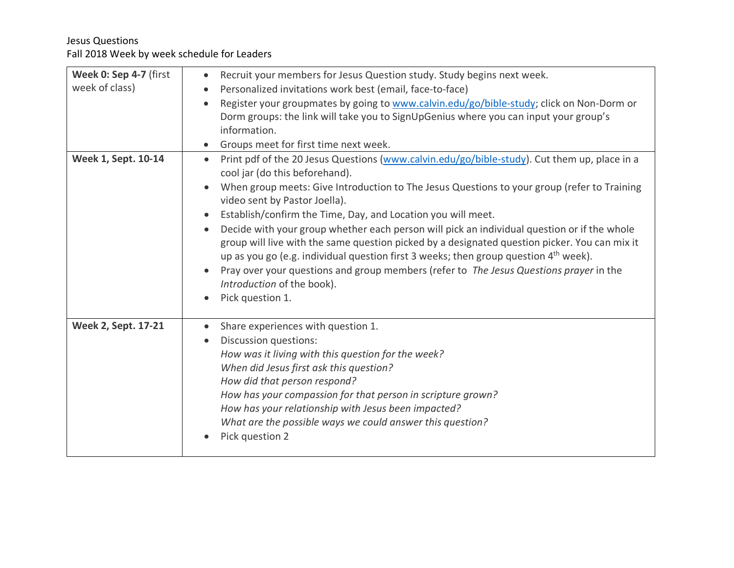Jesus Questions

Fall 2018 Week by week schedule for Leaders

| | |
|---|---|
| **Week 0: Sep 4-7** (first week of class) | • Recruit your members for Jesus Question study. Study begins next week.<br>• Personalized invitations work best (email, face-to-face)<br>• Register your groupmates by going to www.calvin.edu/go/bible-study; click on Non-Dorm or Dorm groups: the link will take you to SignUpGenius where you can input your group's information.<br>• Groups meet for first time next week. |
| **Week 1, Sept. 10-14** | • Print pdf of the 20 Jesus Questions (www.calvin.edu/go/bible-study). Cut them up, place in a cool jar (do this beforehand).<br>• When group meets: Give Introduction to The Jesus Questions to your group (refer to Training video sent by Pastor Joella).<br>• Establish/confirm the Time, Day, and Location you will meet.<br>• Decide with your group whether each person will pick an individual question or if the whole group will live with the same question picked by a designated question picker. You can mix it up as you go (e.g. individual question first 3 weeks; then group question 4th week).<br>• Pray over your questions and group members (refer to *The Jesus Questions prayer* in the *Introduction* of the book).<br>• Pick question 1. |
| **Week 2, Sept. 17-21** | • Share experiences with question 1.<br>• Discussion questions:<br>*How was it living with this question for the week?*<br>*When did Jesus first ask this question?*<br>*How did that person respond?*<br>*How has your compassion for that person in scripture grown?*<br>*How has your relationship with Jesus been impacted?*<br>*What are the possible ways we could answer this question?*<br>• Pick question 2 |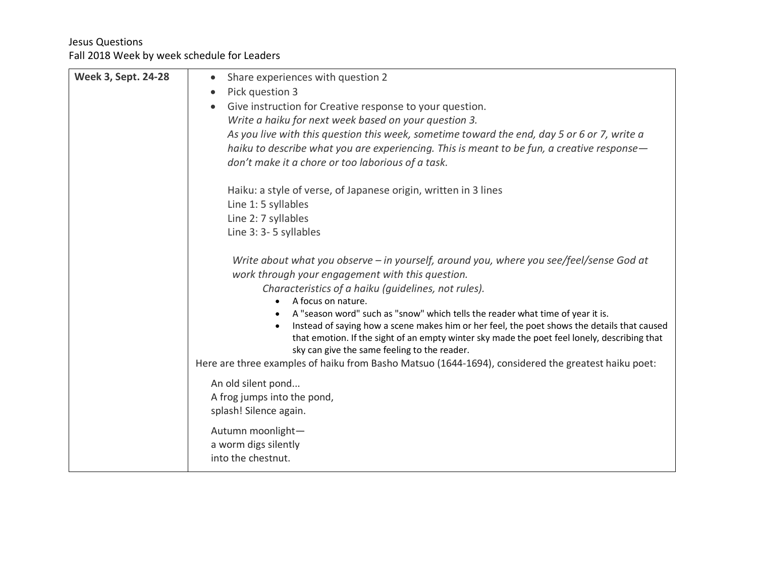Jesus Questions
Fall 2018 Week by week schedule for Leaders

| **Week 3, Sept. 24-28** | • Share experiences with question 2<br>• Pick question 3<br>• Give instruction for Creative response to your question.<br>*Write a haiku for next week based on your question 3.*<br>*As you live with this question this week, sometime toward the end, day 5 or 6 or 7, write a haiku to describe what you are experiencing. This is meant to be fun, a creative response—don't make it a chore or too laborious of a task.*<br><br>Haiku: a style of verse, of Japanese origin, written in 3 lines<br>Line 1: 5 syllables<br>Line 2: 7 syllables<br>Line 3: 3- 5 syllables<br><br>*Write about what you observe – in yourself, around you, where you see/feel/sense God at work through your engagement with this question.*<br>*Characteristics of a haiku (guidelines, not rules).*<br>• A focus on nature.<br>• A "season word" such as "snow" which tells the reader what time of year it is.<br>• Instead of saying how a scene makes him or her feel, the poet shows the details that caused that emotion. If the sight of an empty winter sky made the poet feel lonely, describing that sky can give the same feeling to the reader.<br>Here are three examples of haiku from Basho Matsuo (1644-1694), considered the greatest haiku poet:<br><br>An old silent pond...<br>A frog jumps into the pond,<br>splash! Silence again.<br><br>Autumn moonlight—<br>a worm digs silently<br>into the chestnut. |
|---|---|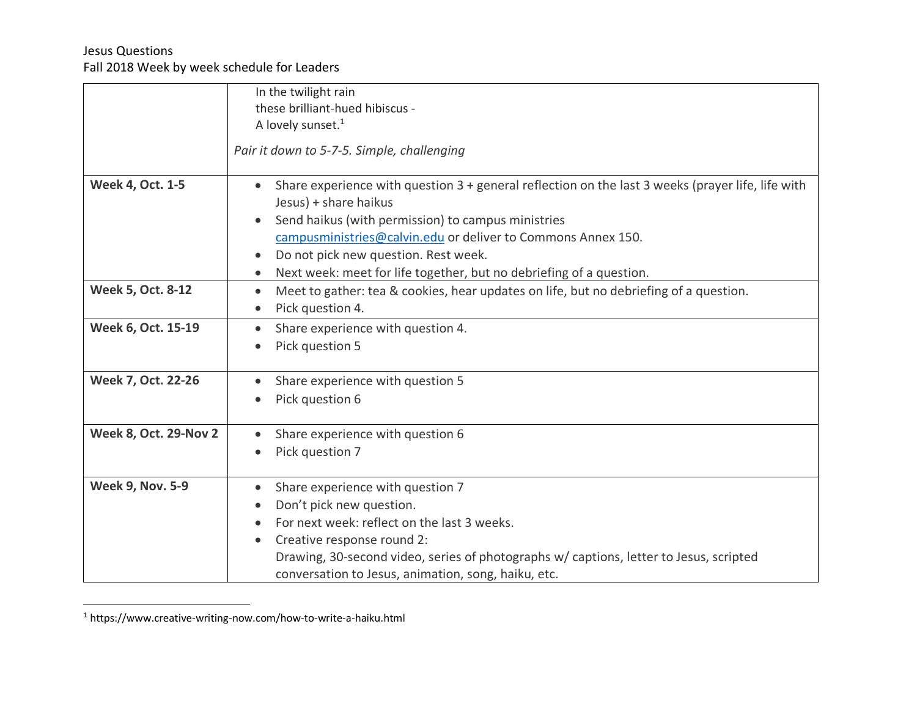Jesus Questions
Fall 2018 Week by week schedule for Leaders

| | |
|---|---|
| | In the twilight rain<br>these brilliant-hued hibiscus -<br>A lovely sunset.[1]<br><br>*Pair it down to 5-7-5. Simple, challenging* |
| **Week 4, Oct. 1-5** | • Share experience with question 3 + general reflection on the last 3 weeks (prayer life, life with Jesus) + share haikus<br>• Send haikus (with permission) to campus ministries campusministries@calvin.edu or deliver to Commons Annex 150.<br>• Do not pick new question. Rest week.<br>• Next week: meet for life together, but no debriefing of a question. |
| **Week 5, Oct. 8-12** | • Meet to gather: tea & cookies, hear updates on life, but no debriefing of a question.<br>• Pick question 4. |
| **Week 6, Oct. 15-19** | • Share experience with question 4.<br>• Pick question 5 |
| **Week 7, Oct. 22-26** | • Share experience with question 5<br>• Pick question 6 |
| **Week 8, Oct. 29-Nov 2** | • Share experience with question 6<br>• Pick question 7 |
| **Week 9, Nov. 5-9** | • Share experience with question 7<br>• Don't pick new question.<br>• For next week: reflect on the last 3 weeks.<br>• Creative response round 2:<br>Drawing, 30-second video, series of photographs w/ captions, letter to Jesus, scripted conversation to Jesus, animation, song, haiku, etc. |

[1] https://www.creative-writing-now.com/how-to-write-a-haiku.html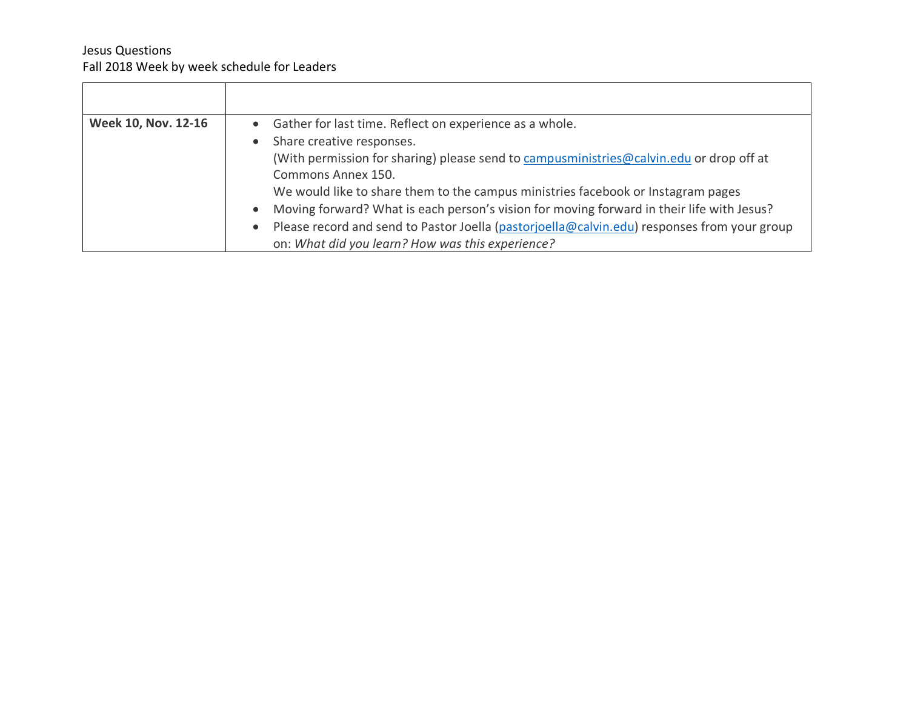Jesus Questions
Fall 2018 Week by week schedule for Leaders

| | |
|---|---|
| **Week 10, Nov. 12-16** | • Gather for last time. Reflect on experience as a whole.<br>• Share creative responses.<br>(With permission for sharing) please send to campusministries@calvin.edu or drop off at Commons Annex 150.<br>We would like to share them to the campus ministries facebook or Instagram pages<br>• Moving forward? What is each person's vision for moving forward in their life with Jesus?<br>• Please record and send to Pastor Joella (pastorjoella@calvin.edu) responses from your group on: *What did you learn? How was this experience?* |